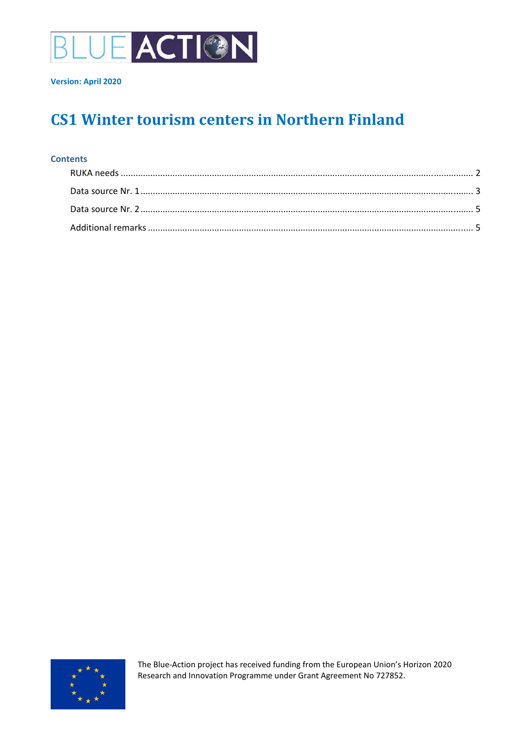BLUE ACTION

**Version: April 2020**

# CS1 Winter tourism centers in Northern Finland

### Contents

RUKA needs ..... 2

Data source Nr. 1 ..... 3

Data source Nr. 2 ..... 5

Additional remarks ..... 5

The Blue-Action project has received funding from the European Union's Horizon 2020 Research and Innovation Programme under Grant Agreement No 727852.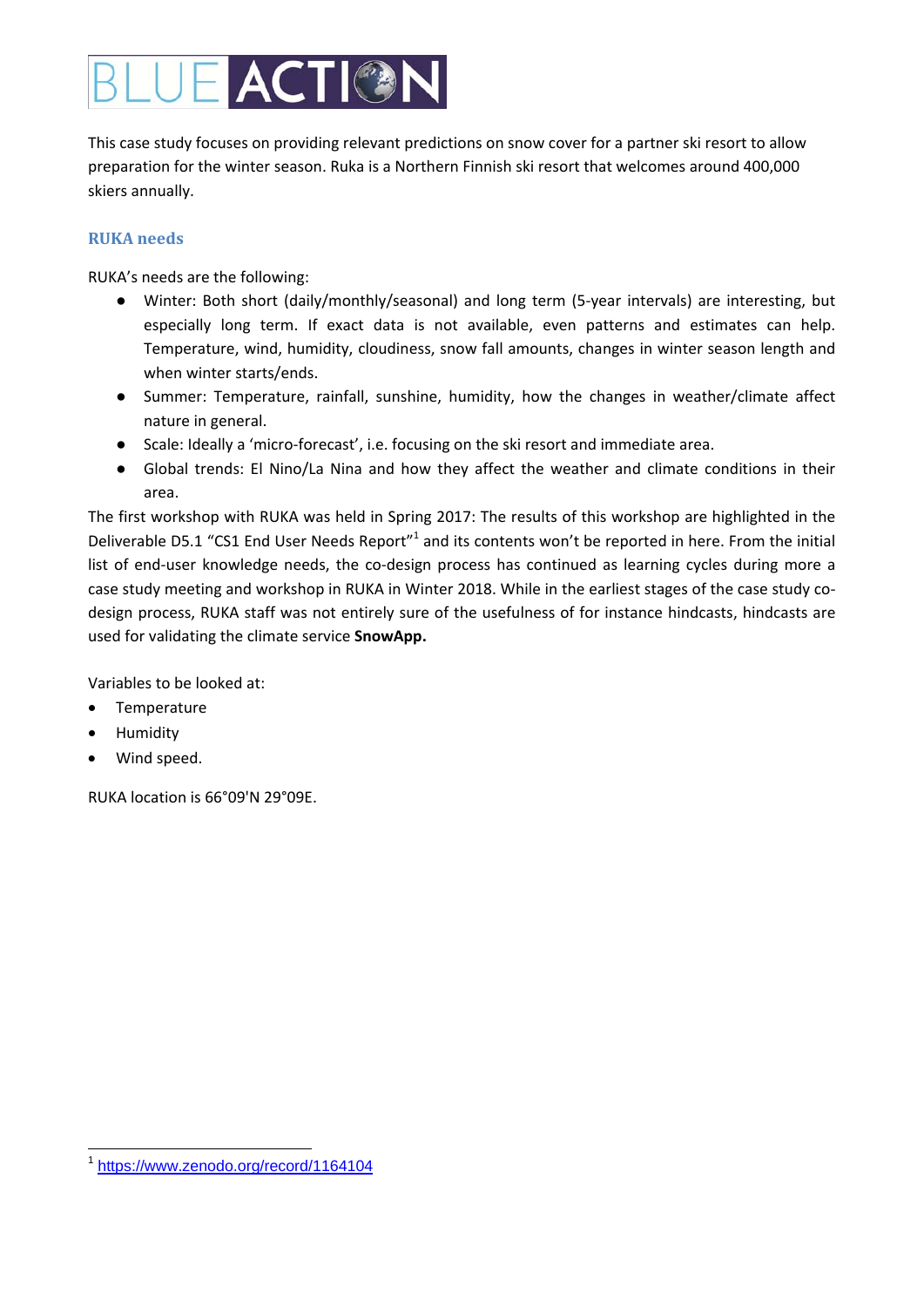This case study focuses on providing relevant predictions on snow cover for a partner ski resort to allow preparation for the winter season. Ruka is a Northern Finnish ski resort that welcomes around 400,000 skiers annually.

### RUKA needs

RUKA's needs are the following:

- Winter: Both short (daily/monthly/seasonal) and long term (5-year intervals) are interesting, but especially long term. If exact data is not available, even patterns and estimates can help. Temperature, wind, humidity, cloudiness, snow fall amounts, changes in winter season length and when winter starts/ends.
- Summer: Temperature, rainfall, sunshine, humidity, how the changes in weather/climate affect nature in general.
- Scale: Ideally a 'micro-forecast', i.e. focusing on the ski resort and immediate area.
- Global trends: El Nino/La Nina and how they affect the weather and climate conditions in their area.

The first workshop with RUKA was held in Spring 2017: The results of this workshop are highlighted in the Deliverable D5.1 "CS1 End User Needs Report"[1] and its contents won't be reported in here. From the initial list of end-user knowledge needs, the co-design process has continued as learning cycles during more a case study meeting and workshop in RUKA in Winter 2018. While in the earliest stages of the case study co-design process, RUKA staff was not entirely sure of the usefulness of for instance hindcasts, hindcasts are used for validating the climate service **SnowApp.**

Variables to be looked at:

- Temperature
- Humidity
- Wind speed.

RUKA location is 66°09'N 29°09E.

[1] https://www.zenodo.org/record/1164104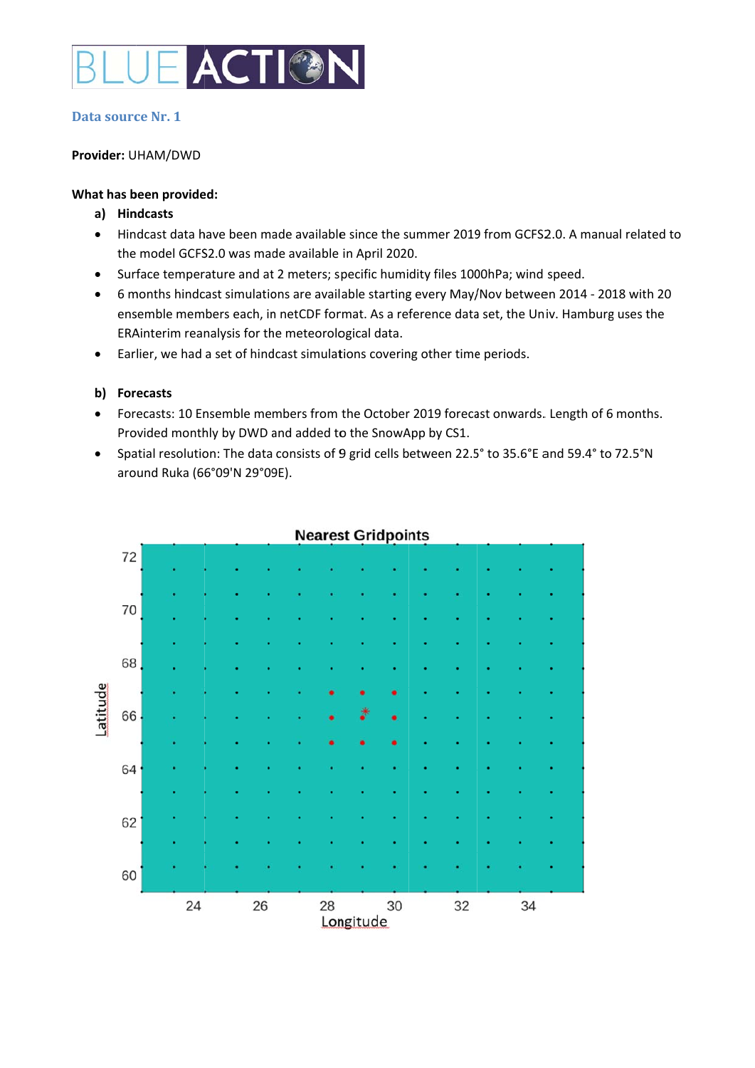### Data source Nr. 1

**Provider:** UHAM/DWD

**What has been provided:**

**a) Hindcasts**

- Hindcast data have been made available since the summer 2019 from GCFS2.0. A manual related to the model GCFS2.0 was made available in April 2020.
- Surface temperature and at 2 meters; specific humidity files 1000hPa; wind speed.
- 6 months hindcast simulations are available starting every May/Nov between 2014 - 2018 with 20 ensemble members each, in netCDF format. As a reference data set, the Univ. Hamburg uses the ERAinterim reanalysis for the meteorological data.
- Earlier, we had a set of hindcast simulations covering other time periods.

**b) Forecasts**

- Forecasts: 10 Ensemble members from the October 2019 forecast onwards. Length of 6 months. Provided monthly by DWD and added to the SnowApp by CS1.
- Spatial resolution: The data consists of 9 grid cells between 22.5° to 35.6°E and 59.4° to 72.5°N around Ruka (66°09'N 29°09E).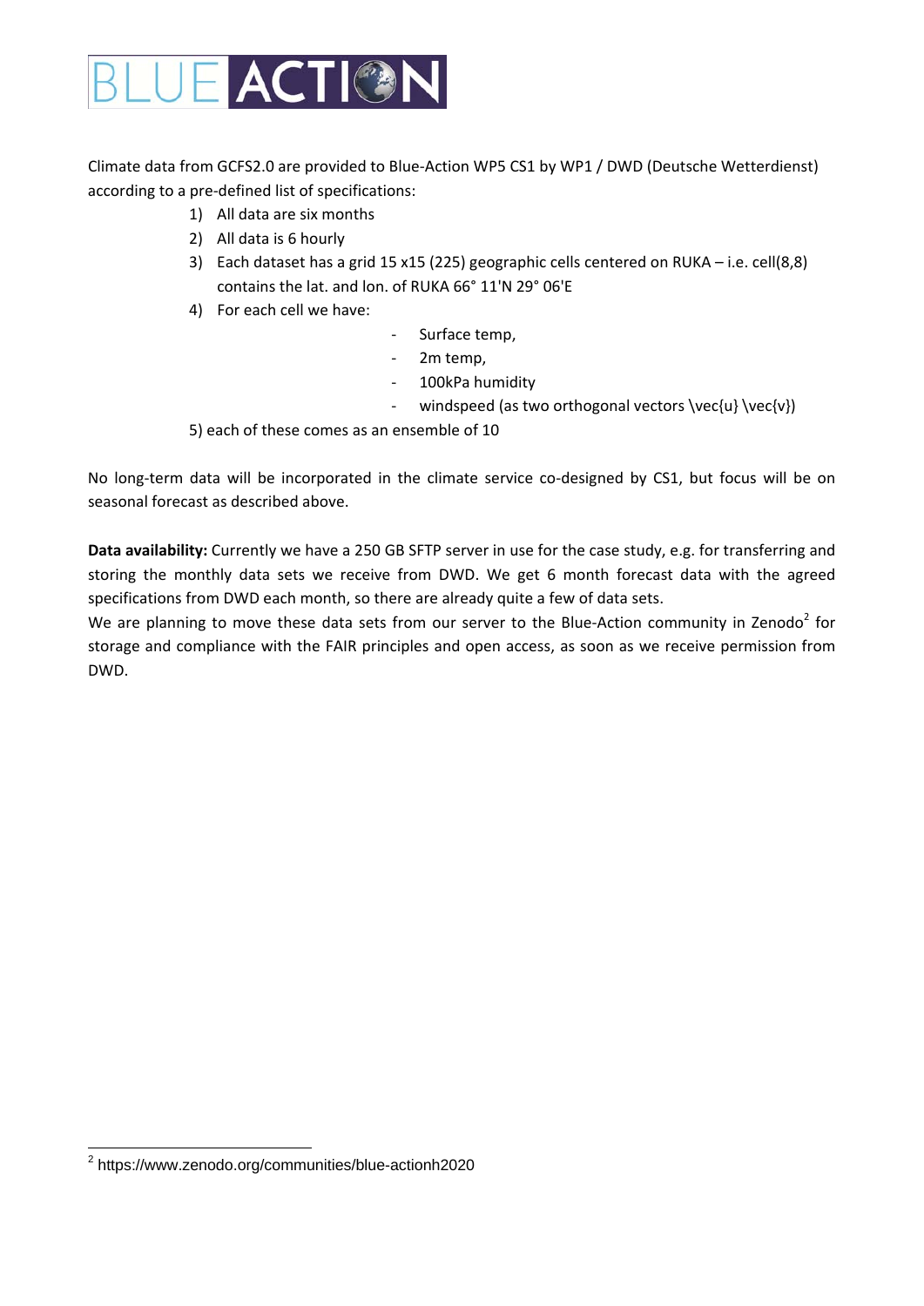Climate data from GCFS2.0 are provided to Blue-Action WP5 CS1 by WP1 / DWD (Deutsche Wetterdienst) according to a pre-defined list of specifications:

1) All data are six months
2) All data is 6 hourly
3) Each dataset has a grid 15 x15 (225) geographic cells centered on RUKA – i.e. cell(8,8) contains the lat. and lon. of RUKA 66° 11'N 29° 06'E
4) For each cell we have:
   - Surface temp,
   - 2m temp,
   - 100kPa humidity
   - windspeed (as two orthogonal vectors \vec{u} \vec{v})

5) each of these comes as an ensemble of 10

No long-term data will be incorporated in the climate service co-designed by CS1, but focus will be on seasonal forecast as described above.

**Data availability:** Currently we have a 250 GB SFTP server in use for the case study, e.g. for transferring and storing the monthly data sets we receive from DWD. We get 6 month forecast data with the agreed specifications from DWD each month, so there are already quite a few of data sets.

We are planning to move these data sets from our server to the Blue-Action community in Zenodo[2] for storage and compliance with the FAIR principles and open access, as soon as we receive permission from DWD.

[2] https://www.zenodo.org/communities/blue-actionh2020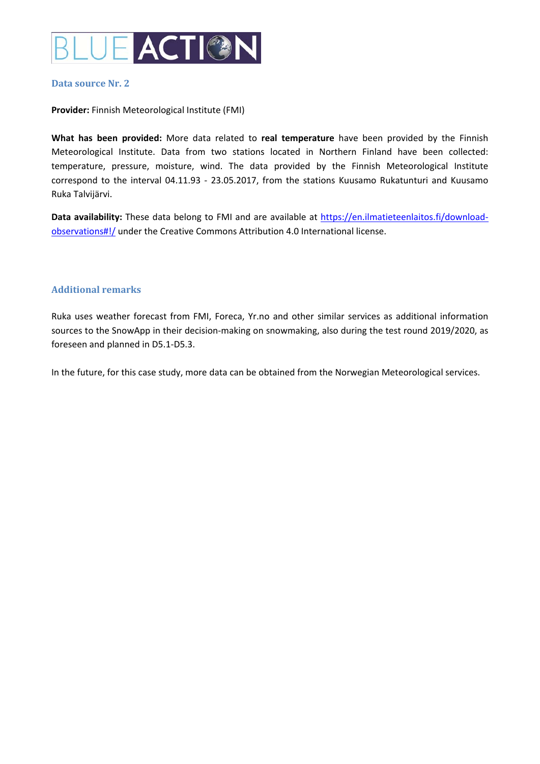### Data source Nr. 2

**Provider:** Finnish Meteorological Institute (FMI)

**What has been provided:** More data related to **real temperature** have been provided by the Finnish Meteorological Institute. Data from two stations located in Northern Finland have been collected: temperature, pressure, moisture, wind. The data provided by the Finnish Meteorological Institute correspond to the interval 04.11.93 - 23.05.2017, from the stations Kuusamo Rukatunturi and Kuusamo Ruka Talvijärvi.

**Data availability:** These data belong to FMI and are available at [https://en.ilmatieteenlaitos.fi/download-observations#!/](https://en.ilmatieteenlaitos.fi/download-observations#!/) under the Creative Commons Attribution 4.0 International license.

### Additional remarks

Ruka uses weather forecast from FMI, Foreca, Yr.no and other similar services as additional information sources to the SnowApp in their decision-making on snowmaking, also during the test round 2019/2020, as foreseen and planned in D5.1-D5.3.

In the future, for this case study, more data can be obtained from the Norwegian Meteorological services.